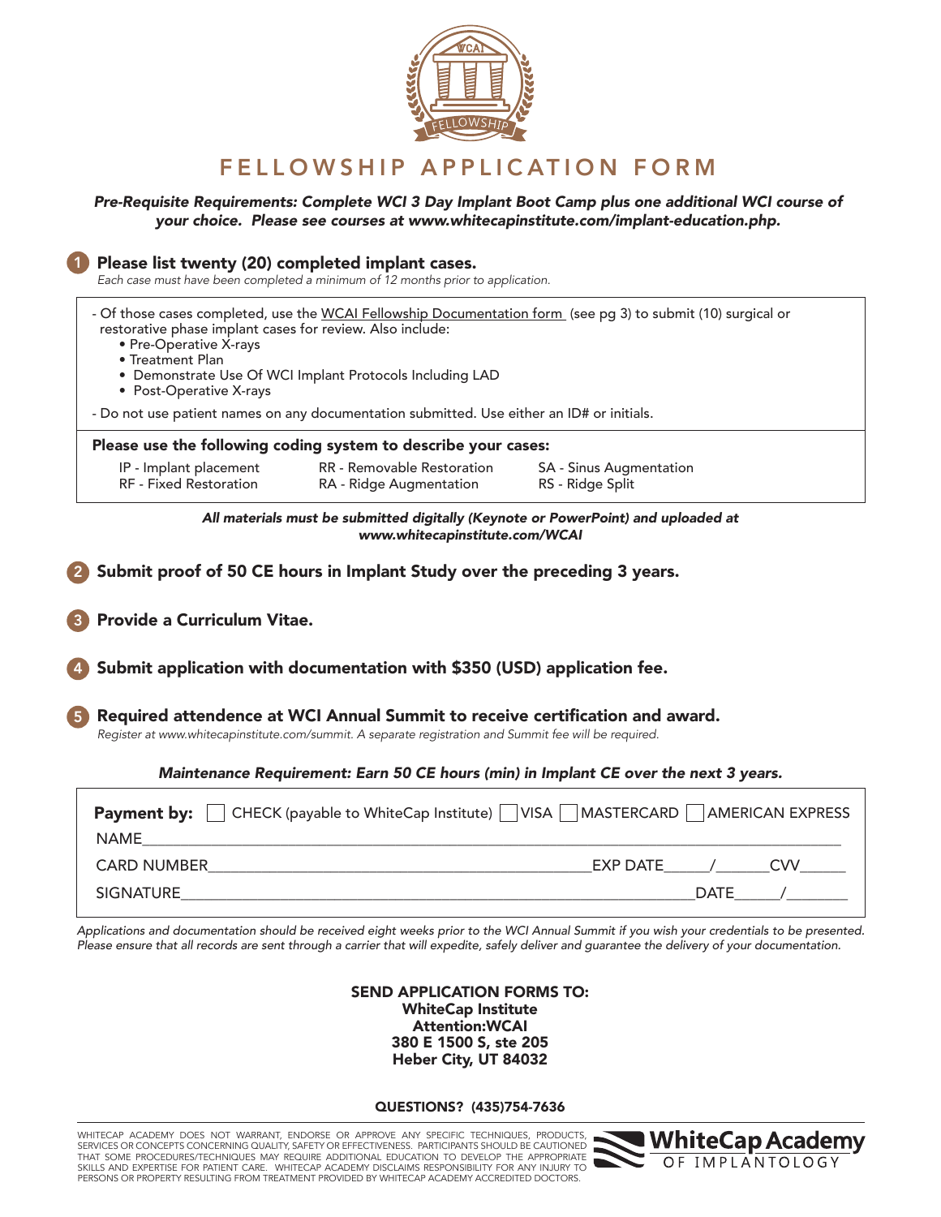# FELLOWSHIP APPLICATION FORM

***Pre-Requisite Requirements: Complete WCI 3 Day Implant Boot Camp plus one additional WCI course of your choice. Please see courses at www.whitecapinstitute.com/implant-education.php.***

## 1 Please list twenty (20) completed implant cases.

*Each case must have been completed a minimum of 12 months prior to application.*

- Of those cases completed, use the WCAI Fellowship Documentation form (see pg 3) to submit (10) surgical or restorative phase implant cases for review. Also include:
  - Pre-Operative X-rays
  - Treatment Plan
  - Demonstrate Use Of WCI Implant Protocols Including LAD
  - Post-Operative X-rays
- Do not use patient names on any documentation submitted. Use either an ID# or initials.

**Please use the following coding system to describe your cases:**

| | | |
|---|---|---|
| IP - Implant placement | RR - Removable Restoration | SA - Sinus Augmentation |
| RF - Fixed Restoration | RA - Ridge Augmentation | RS - Ridge Split |

***All materials must be submitted digitally (Keynote or PowerPoint) and uploaded at www.whitecapinstitute.com/WCAI***

## 2 Submit proof of 50 CE hours in Implant Study over the preceding 3 years.

## 3 Provide a Curriculum Vitae.

## 4 Submit application with documentation with $350 (USD) application fee.

## 5 Required attendence at WCI Annual Summit to receive certification and award.

*Register at www.whitecapinstitute.com/summit. A separate registration and Summit fee will be required.*

***Maintenance Requirement: Earn 50 CE hours (min) in Implant CE over the next 3 years.***

**Payment by:** ☐ CHECK (payable to WhiteCap Institute) ☐ VISA ☐ MASTERCARD ☐ AMERICAN EXPRESS

NAME_______________________________________________

CARD NUMBER_______________________________ EXP DATE_____/______ CVV______

SIGNATURE_________________________________________ DATE_____/_______

*Applications and documentation should be received eight weeks prior to the WCI Annual Summit if you wish your credentials to be presented. Please ensure that all records are sent through a carrier that will expedite, safely deliver and guarantee the delivery of your documentation.*

**SEND APPLICATION FORMS TO:**
**WhiteCap Institute**
**Attention:WCAI**
**380 E 1500 S, ste 205**
**Heber City, UT 84032**

**QUESTIONS? (435)754-7636**

WHITECAP ACADEMY DOES NOT WARRANT, ENDORSE OR APPROVE ANY SPECIFIC TECHNIQUES, PRODUCTS, SERVICES OR CONCEPTS CONCERNING QUALITY, SAFETY OR EFFECTIVENESS. PARTICIPANTS SHOULD BE CAUTIONED THAT SOME PROCEDURES/TECHNIQUES MAY REQUIRE ADDITIONAL EDUCATION TO DEVELOP THE APPROPRIATE SKILLS AND EXPERTISE FOR PATIENT CARE. WHITECAP ACADEMY DISCLAIMS RESPONSIBILITY FOR ANY INJURY TO PERSONS OR PROPERTY RESULTING FROM TREATMENT PROVIDED BY WHITECAP ACADEMY ACCREDITED DOCTORS.

WhiteCap Academy OF IMPLANTOLOGY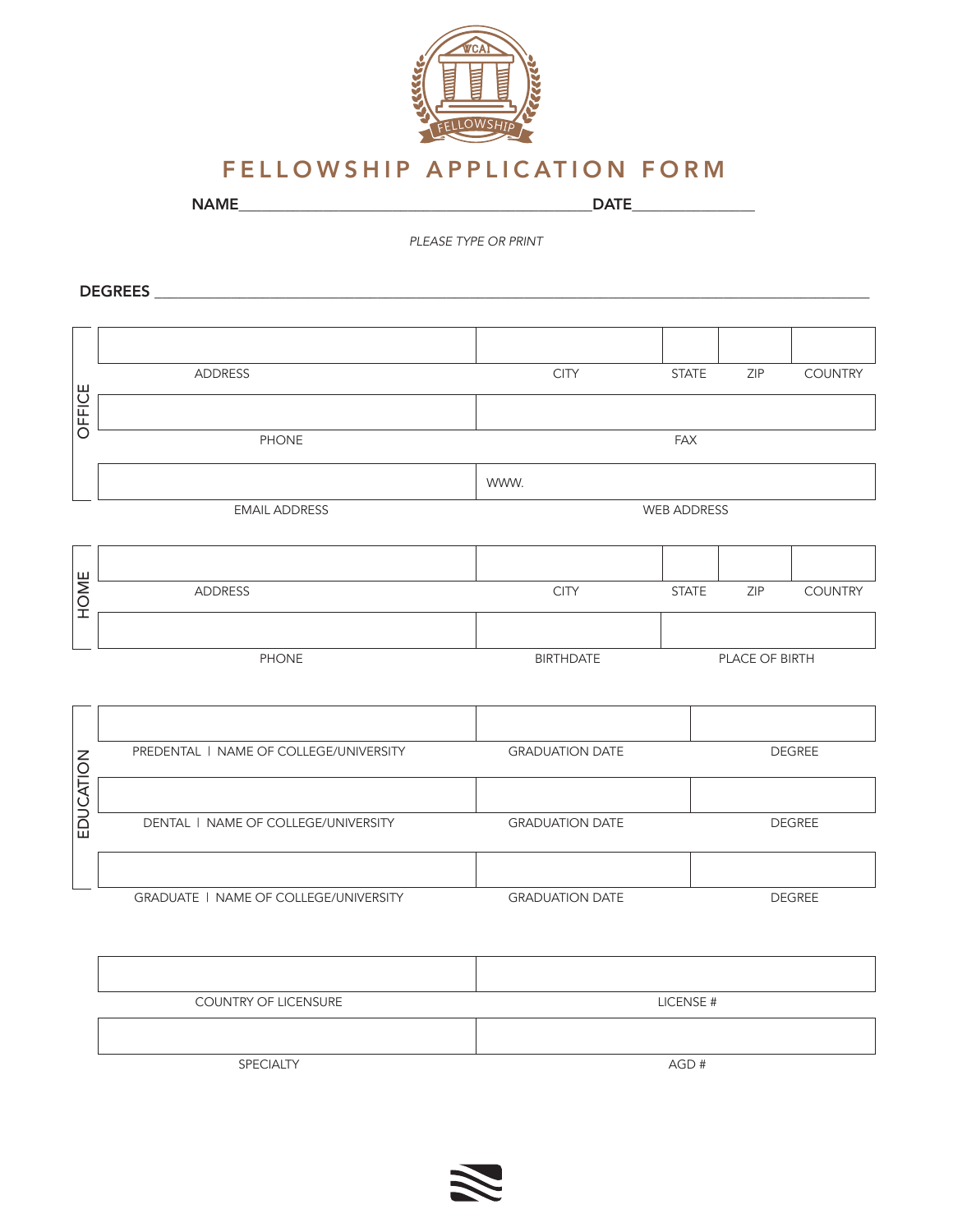# FELLOWSHIP APPLICATION FORM

**NAME**\_\_\_\_\_\_\_\_\_\_\_\_\_\_\_\_\_\_\_\_\_\_\_\_\_\_\_\_\_\_\_\_\_\_\_\_\_\_\_\_\_\_**DATE**\_\_\_\_\_\_\_\_\_\_\_\_\_\_\_

*PLEASE TYPE OR PRINT*

**DEGREES** \_\_\_\_\_\_\_\_\_\_\_\_\_\_\_\_\_\_\_\_\_\_\_\_\_\_\_\_\_\_\_\_\_\_\_\_\_\_\_\_\_\_\_\_\_\_\_\_\_\_\_\_\_\_\_\_\_\_\_\_\_\_\_\_\_\_\_\_\_\_\_\_\_\_\_\_\_\_

**OFFICE**

| | | | | |
|---|---|---|---|---|
| ADDRESS | CITY | STATE | ZIP | COUNTRY |

| | |
|---|---|
| PHONE | FAX |

| | www. |
|---|---|
| EMAIL ADDRESS | WEB ADDRESS |

**HOME**

| | | | | |
|---|---|---|---|---|
| ADDRESS | CITY | STATE | ZIP | COUNTRY |

| | | |
|---|---|---|
| PHONE | BIRTHDATE | PLACE OF BIRTH |

**EDUCATION**

| | | |
|---|---|---|
| PREDENTAL \| NAME OF COLLEGE/UNIVERSITY | GRADUATION DATE | DEGREE |
| | | |
| DENTAL \| NAME OF COLLEGE/UNIVERSITY | GRADUATION DATE | DEGREE |
| | | |
| GRADUATE \| NAME OF COLLEGE/UNIVERSITY | GRADUATION DATE | DEGREE |

| | |
|---|---|
| COUNTRY OF LICENSURE | LICENSE # |
| | |
| SPECIALTY | AGD # |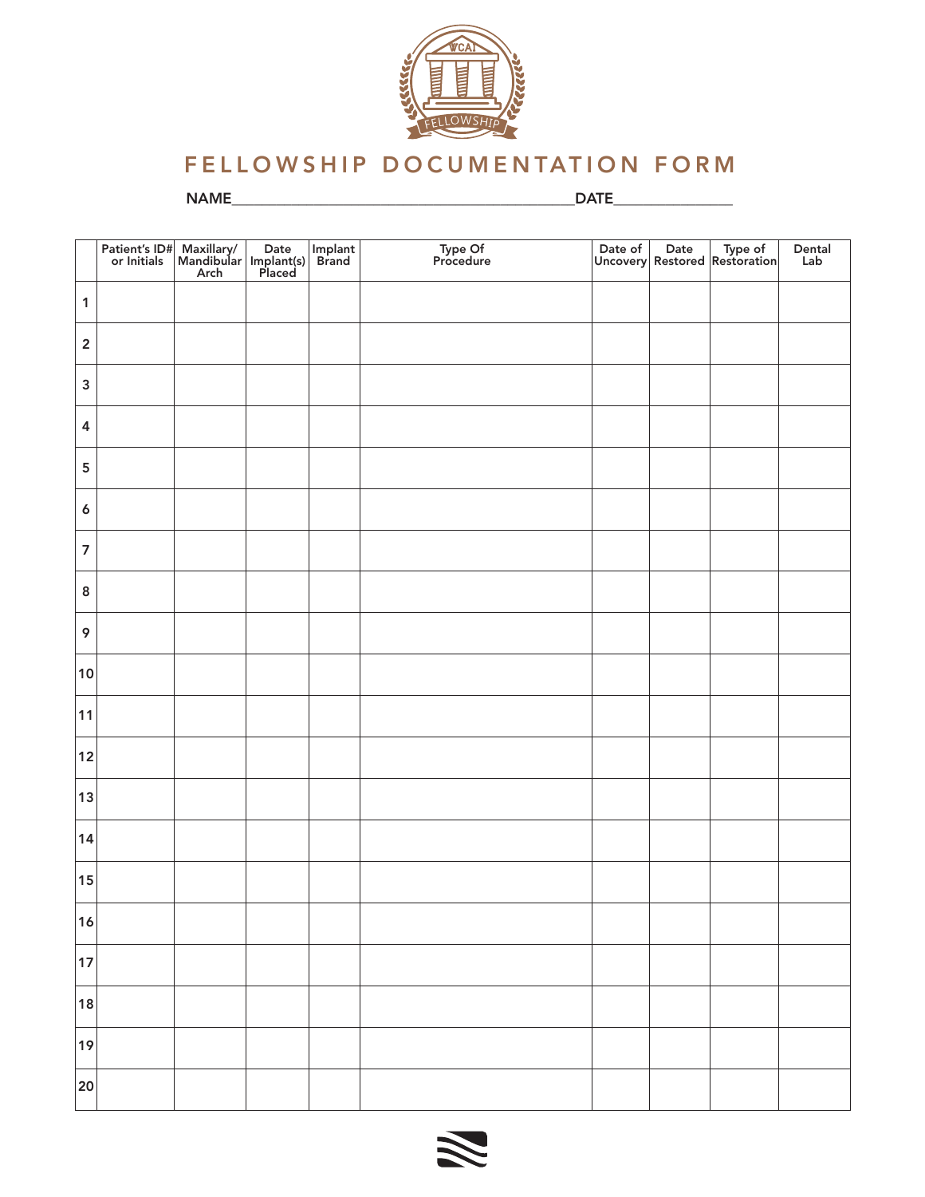# FELLOWSHIP DOCUMENTATION FORM

NAME_________________________________________ DATE______________

| | Patient's ID# or Initials | Maxillary/ Mandibular Arch | Date Implant(s) Placed | Implant Brand | Type Of Procedure | Date of Uncovery | Date Restored | Type of Restoration | Dental Lab |
|---|---|---|---|---|---|---|---|---|---|
| 1 | | | | | | | | | |
| 2 | | | | | | | | | |
| 3 | | | | | | | | | |
| 4 | | | | | | | | | |
| 5 | | | | | | | | | |
| 6 | | | | | | | | | |
| 7 | | | | | | | | | |
| 8 | | | | | | | | | |
| 9 | | | | | | | | | |
| 10 | | | | | | | | | |
| 11 | | | | | | | | | |
| 12 | | | | | | | | | |
| 13 | | | | | | | | | |
| 14 | | | | | | | | | |
| 15 | | | | | | | | | |
| 16 | | | | | | | | | |
| 17 | | | | | | | | | |
| 18 | | | | | | | | | |
| 19 | | | | | | | | | |
| 20 | | | | | | | | | |